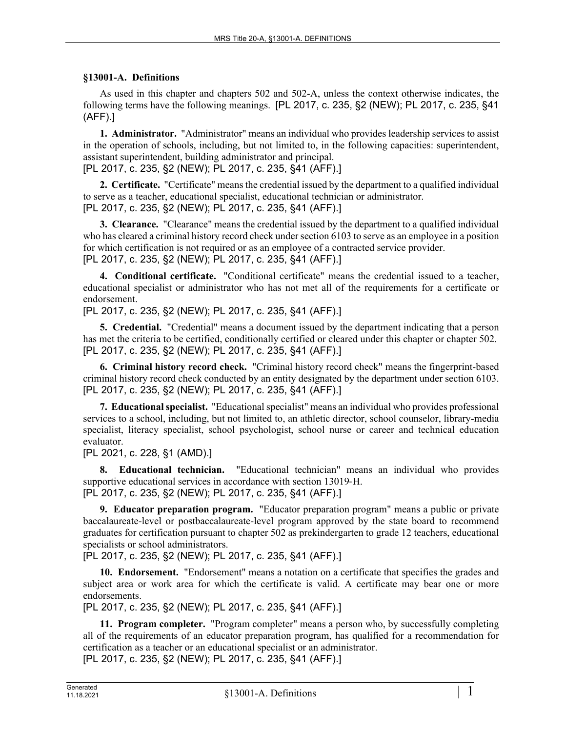**§13001-A. Definitions**

As used in this chapter and chapters 502 and 502-A, unless the context otherwise indicates, the following terms have the following meanings. [PL 2017, c. 235, §2 (NEW); PL 2017, c. 235, §41 (AFF).]

**1. Administrator.** "Administrator" means an individual who provides leadership services to assist in the operation of schools, including, but not limited to, in the following capacities: superintendent, assistant superintendent, building administrator and principal.
[PL 2017, c. 235, §2 (NEW); PL 2017, c. 235, §41 (AFF).]

**2. Certificate.** "Certificate" means the credential issued by the department to a qualified individual to serve as a teacher, educational specialist, educational technician or administrator.
[PL 2017, c. 235, §2 (NEW); PL 2017, c. 235, §41 (AFF).]

**3. Clearance.** "Clearance" means the credential issued by the department to a qualified individual who has cleared a criminal history record check under section 6103 to serve as an employee in a position for which certification is not required or as an employee of a contracted service provider.
[PL 2017, c. 235, §2 (NEW); PL 2017, c. 235, §41 (AFF).]

**4. Conditional certificate.** "Conditional certificate" means the credential issued to a teacher, educational specialist or administrator who has not met all of the requirements for a certificate or endorsement.
[PL 2017, c. 235, §2 (NEW); PL 2017, c. 235, §41 (AFF).]

**5. Credential.** "Credential" means a document issued by the department indicating that a person has met the criteria to be certified, conditionally certified or cleared under this chapter or chapter 502.
[PL 2017, c. 235, §2 (NEW); PL 2017, c. 235, §41 (AFF).]

**6. Criminal history record check.** "Criminal history record check" means the fingerprint-based criminal history record check conducted by an entity designated by the department under section 6103.
[PL 2017, c. 235, §2 (NEW); PL 2017, c. 235, §41 (AFF).]

**7. Educational specialist.** "Educational specialist" means an individual who provides professional services to a school, including, but not limited to, an athletic director, school counselor, library-media specialist, literacy specialist, school psychologist, school nurse or career and technical education evaluator.
[PL 2021, c. 228, §1 (AMD).]

**8. Educational technician.** "Educational technician" means an individual who provides supportive educational services in accordance with section 13019-H.
[PL 2017, c. 235, §2 (NEW); PL 2017, c. 235, §41 (AFF).]

**9. Educator preparation program.** "Educator preparation program" means a public or private baccalaureate-level or postbaccalaureate-level program approved by the state board to recommend graduates for certification pursuant to chapter 502 as prekindergarten to grade 12 teachers, educational specialists or school administrators.
[PL 2017, c. 235, §2 (NEW); PL 2017, c. 235, §41 (AFF).]

**10. Endorsement.** "Endorsement" means a notation on a certificate that specifies the grades and subject area or work area for which the certificate is valid. A certificate may bear one or more endorsements.
[PL 2017, c. 235, §2 (NEW); PL 2017, c. 235, §41 (AFF).]

**11. Program completer.** "Program completer" means a person who, by successfully completing all of the requirements of an educator preparation program, has qualified for a recommendation for certification as a teacher or an educational specialist or an administrator.
[PL 2017, c. 235, §2 (NEW); PL 2017, c. 235, §41 (AFF).]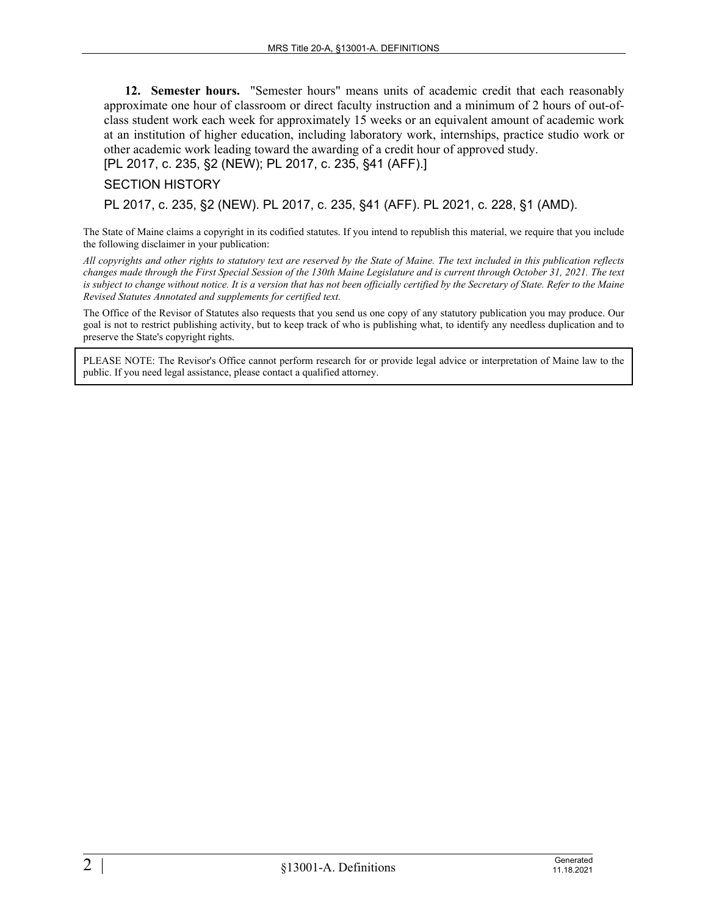**12. Semester hours.** "Semester hours" means units of academic credit that each reasonably approximate one hour of classroom or direct faculty instruction and a minimum of 2 hours of out-of-class student work each week for approximately 15 weeks or an equivalent amount of academic work at an institution of higher education, including laboratory work, internships, practice studio work or other academic work leading toward the awarding of a credit hour of approved study.
[PL 2017, c. 235, §2 (NEW); PL 2017, c. 235, §41 (AFF).]

SECTION HISTORY

PL 2017, c. 235, §2 (NEW). PL 2017, c. 235, §41 (AFF). PL 2021, c. 228, §1 (AMD).

The State of Maine claims a copyright in its codified statutes. If you intend to republish this material, we require that you include the following disclaimer in your publication:

*All copyrights and other rights to statutory text are reserved by the State of Maine. The text included in this publication reflects changes made through the First Special Session of the 130th Maine Legislature and is current through October 31, 2021. The text is subject to change without notice. It is a version that has not been officially certified by the Secretary of State. Refer to the Maine Revised Statutes Annotated and supplements for certified text.*

The Office of the Revisor of Statutes also requests that you send us one copy of any statutory publication you may produce. Our goal is not to restrict publishing activity, but to keep track of who is publishing what, to identify any needless duplication and to preserve the State's copyright rights.

PLEASE NOTE: The Revisor's Office cannot perform research for or provide legal advice or interpretation of Maine law to the public. If you need legal assistance, please contact a qualified attorney.